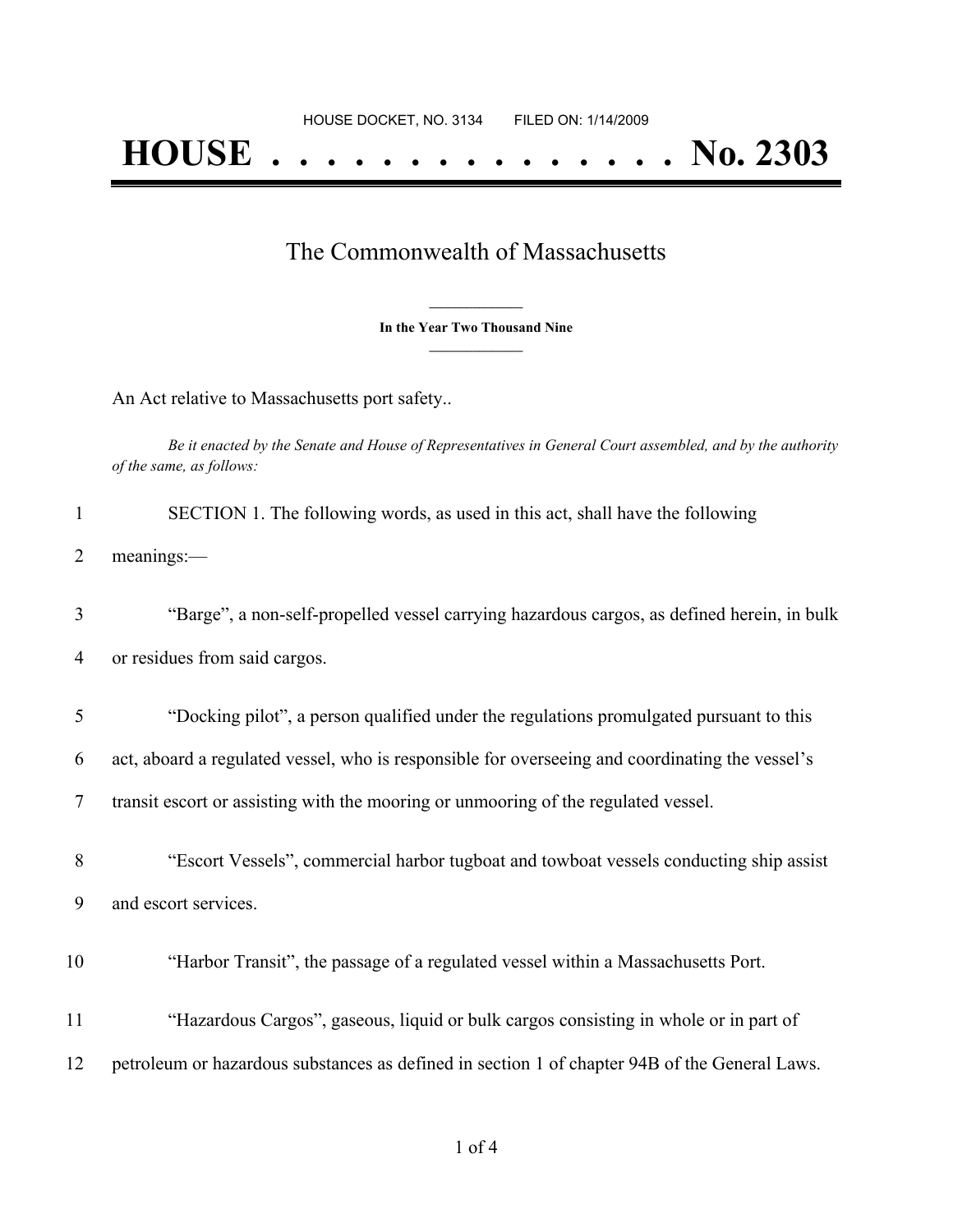HOUSE DOCKET, NO. 3134 FILED ON: 1/14/2009

# HOUSE . . . . . . . . . . . . . . . No. 2303

## The Commonwealth of Massachusetts

**In the Year Two Thousand Nine**

An Act relative to Massachusetts port safety..

*Be it enacted by the Senate and House of Representatives in General Court assembled, and by the authority of the same, as follows:*

1 SECTION 1. The following words, as used in this act, shall have the following
2 meanings:—

3 "Barge", a non-self-propelled vessel carrying hazardous cargos, as defined herein, in bulk
4 or residues from said cargos.

5 "Docking pilot", a person qualified under the regulations promulgated pursuant to this
6 act, aboard a regulated vessel, who is responsible for overseeing and coordinating the vessel's
7 transit escort or assisting with the mooring or unmooring of the regulated vessel.

8 "Escort Vessels", commercial harbor tugboat and towboat vessels conducting ship assist
9 and escort services.

10 "Harbor Transit", the passage of a regulated vessel within a Massachusetts Port.

11 "Hazardous Cargos", gaseous, liquid or bulk cargos consisting in whole or in part of
12 petroleum or hazardous substances as defined in section 1 of chapter 94B of the General Laws.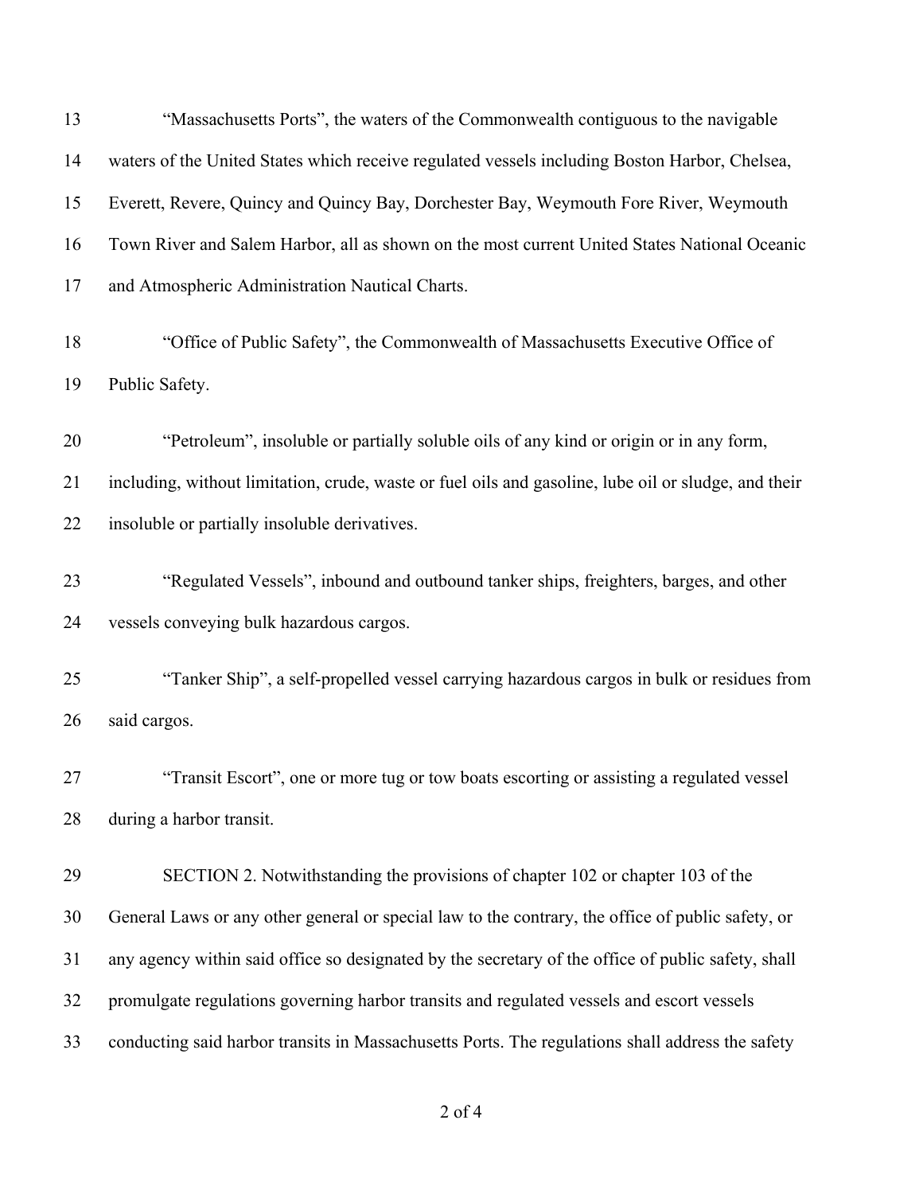"Massachusetts Ports", the waters of the Commonwealth contiguous to the navigable waters of the United States which receive regulated vessels including Boston Harbor, Chelsea, Everett, Revere, Quincy and Quincy Bay, Dorchester Bay, Weymouth Fore River, Weymouth Town River and Salem Harbor, all as shown on the most current United States National Oceanic and Atmospheric Administration Nautical Charts.

"Office of Public Safety", the Commonwealth of Massachusetts Executive Office of Public Safety.

"Petroleum", insoluble or partially soluble oils of any kind or origin or in any form, including, without limitation, crude, waste or fuel oils and gasoline, lube oil or sludge, and their insoluble or partially insoluble derivatives.

"Regulated Vessels", inbound and outbound tanker ships, freighters, barges, and other vessels conveying bulk hazardous cargos.

"Tanker Ship", a self-propelled vessel carrying hazardous cargos in bulk or residues from said cargos.

"Transit Escort", one or more tug or tow boats escorting or assisting a regulated vessel during a harbor transit.

SECTION 2. Notwithstanding the provisions of chapter 102 or chapter 103 of the General Laws or any other general or special law to the contrary, the office of public safety, or any agency within said office so designated by the secretary of the office of public safety, shall promulgate regulations governing harbor transits and regulated vessels and escort vessels conducting said harbor transits in Massachusetts Ports. The regulations shall address the safety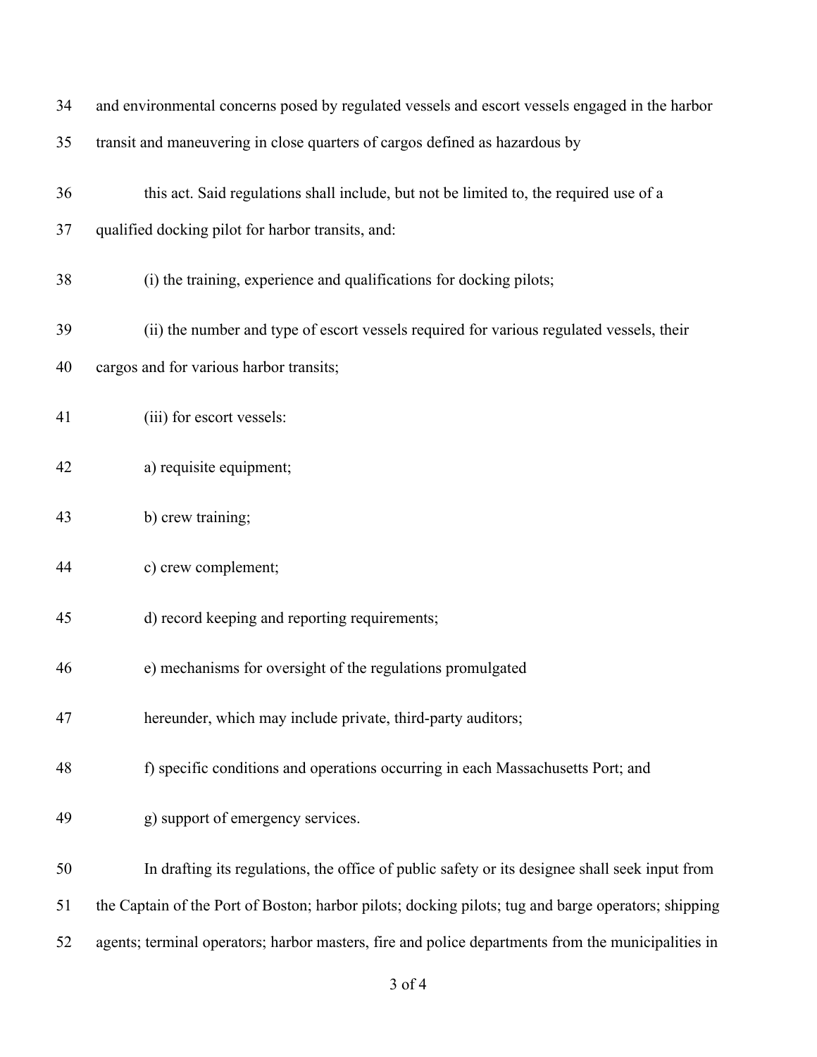and environmental concerns posed by regulated vessels and escort vessels engaged in the harbor transit and maneuvering in close quarters of cargos defined as hazardous by

this act. Said regulations shall include, but not be limited to, the required use of a qualified docking pilot for harbor transits, and:

(i) the training, experience and qualifications for docking pilots;

(ii) the number and type of escort vessels required for various regulated vessels, their cargos and for various harbor transits;

(iii) for escort vessels:

a) requisite equipment;

b) crew training;

c) crew complement;

d) record keeping and reporting requirements;

e) mechanisms for oversight of the regulations promulgated

hereunder, which may include private, third-party auditors;

f) specific conditions and operations occurring in each Massachusetts Port; and

g) support of emergency services.

In drafting its regulations, the office of public safety or its designee shall seek input from the Captain of the Port of Boston; harbor pilots; docking pilots; tug and barge operators; shipping agents; terminal operators; harbor masters, fire and police departments from the municipalities in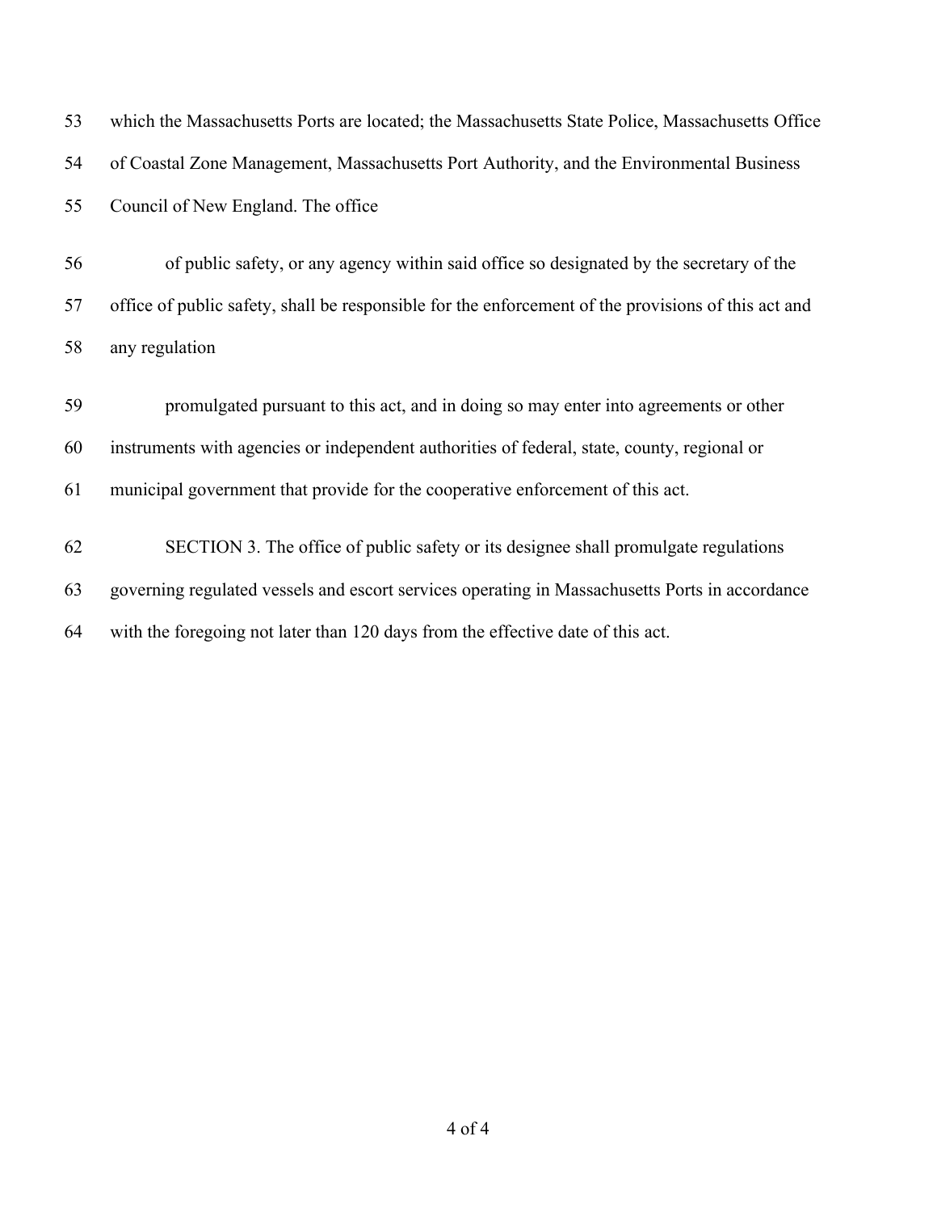which the Massachusetts Ports are located; the Massachusetts State Police, Massachusetts Office of Coastal Zone Management, Massachusetts Port Authority, and the Environmental Business Council of New England. The office

of public safety, or any agency within said office so designated by the secretary of the office of public safety, shall be responsible for the enforcement of the provisions of this act and any regulation

promulgated pursuant to this act, and in doing so may enter into agreements or other instruments with agencies or independent authorities of federal, state, county, regional or municipal government that provide for the cooperative enforcement of this act.

SECTION 3. The office of public safety or its designee shall promulgate regulations governing regulated vessels and escort services operating in Massachusetts Ports in accordance with the foregoing not later than 120 days from the effective date of this act.